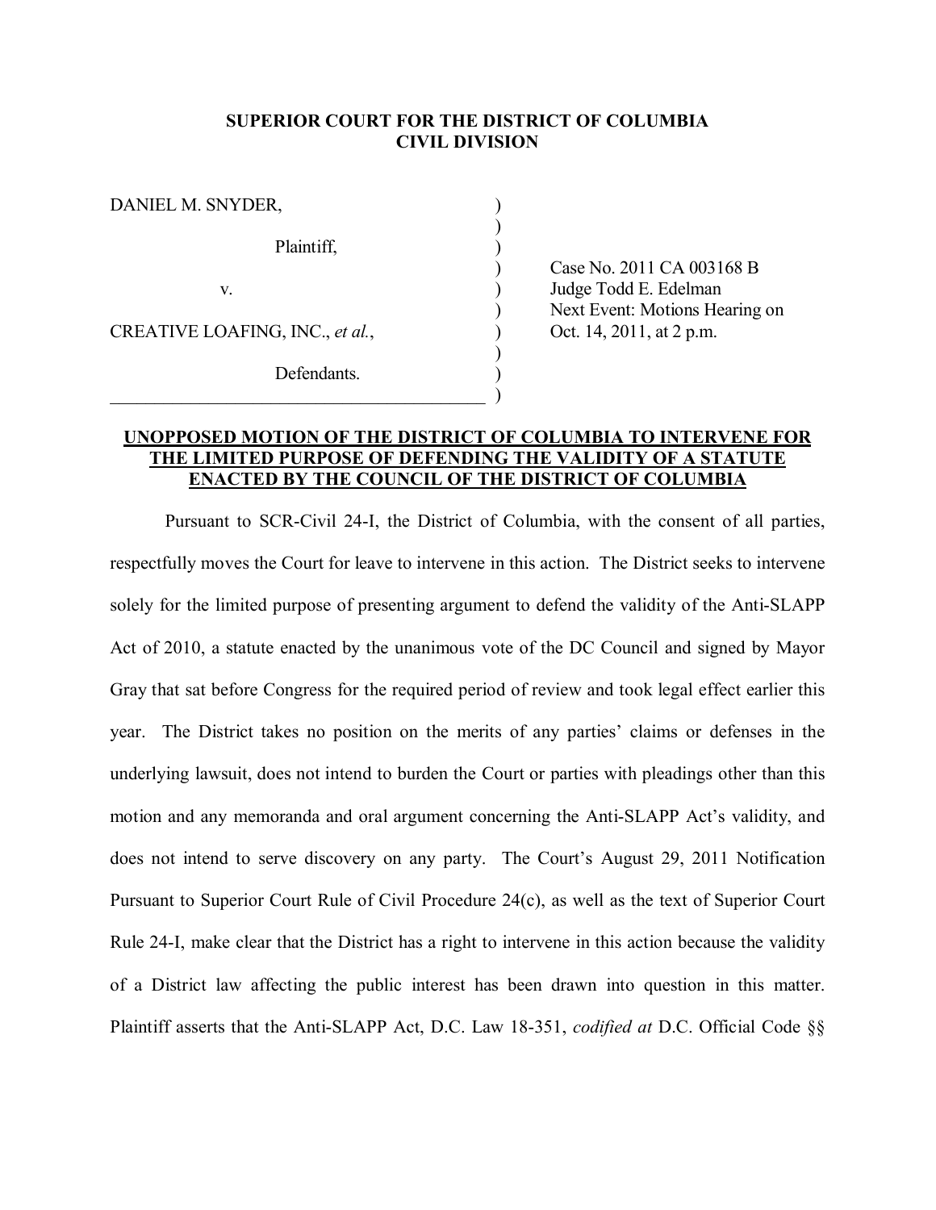**SUPERIOR COURT FOR THE DISTRICT OF COLUMBIA**
**CIVIL DIVISION**

| | |
|---|---|
| DANIEL M. SNYDER,<br><br>Plaintiff,<br><br>v.<br><br>CREATIVE LOAFING, INC., *et al.*,<br><br>Defendants. | Case No. 2011 CA 003168 B<br>Judge Todd E. Edelman<br>Next Event: Motions Hearing on Oct. 14, 2011, at 2 p.m. |

**UNOPPOSED MOTION OF THE DISTRICT OF COLUMBIA TO INTERVENE FOR THE LIMITED PURPOSE OF DEFENDING THE VALIDITY OF A STATUTE ENACTED BY THE COUNCIL OF THE DISTRICT OF COLUMBIA**

Pursuant to SCR-Civil 24-I, the District of Columbia, with the consent of all parties, respectfully moves the Court for leave to intervene in this action. The District seeks to intervene solely for the limited purpose of presenting argument to defend the validity of the Anti-SLAPP Act of 2010, a statute enacted by the unanimous vote of the DC Council and signed by Mayor Gray that sat before Congress for the required period of review and took legal effect earlier this year. The District takes no position on the merits of any parties' claims or defenses in the underlying lawsuit, does not intend to burden the Court or parties with pleadings other than this motion and any memoranda and oral argument concerning the Anti-SLAPP Act's validity, and does not intend to serve discovery on any party. The Court's August 29, 2011 Notification Pursuant to Superior Court Rule of Civil Procedure 24(c), as well as the text of Superior Court Rule 24-I, make clear that the District has a right to intervene in this action because the validity of a District law affecting the public interest has been drawn into question in this matter. Plaintiff asserts that the Anti-SLAPP Act, D.C. Law 18-351, *codified at* D.C. Official Code §§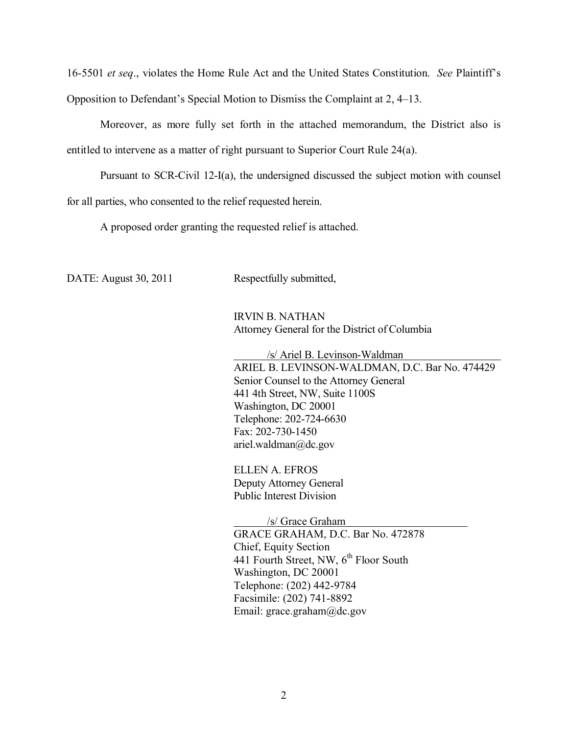16-5501 *et seq*., violates the Home Rule Act and the United States Constitution. *See* Plaintiff's Opposition to Defendant's Special Motion to Dismiss the Complaint at 2, 4–13.

Moreover, as more fully set forth in the attached memorandum, the District also is entitled to intervene as a matter of right pursuant to Superior Court Rule 24(a).

Pursuant to SCR-Civil 12-I(a), the undersigned discussed the subject motion with counsel for all parties, who consented to the relief requested herein.

A proposed order granting the requested relief is attached.

DATE: August 30, 2011

Respectfully submitted,

IRVIN B. NATHAN
Attorney General for the District of Columbia

/s/ Ariel B. Levinson-Waldman
ARIEL B. LEVINSON-WALDMAN, D.C. Bar No. 474429
Senior Counsel to the Attorney General
441 4th Street, NW, Suite 1100S
Washington, DC 20001
Telephone: 202-724-6630
Fax: 202-730-1450
ariel.waldman@dc.gov

ELLEN A. EFROS
Deputy Attorney General
Public Interest Division

/s/ Grace Graham
GRACE GRAHAM, D.C. Bar No. 472878
Chief, Equity Section
441 Fourth Street, NW, 6th Floor South
Washington, DC 20001
Telephone: (202) 442-9784
Facsimile: (202) 741-8892
Email: grace.graham@dc.gov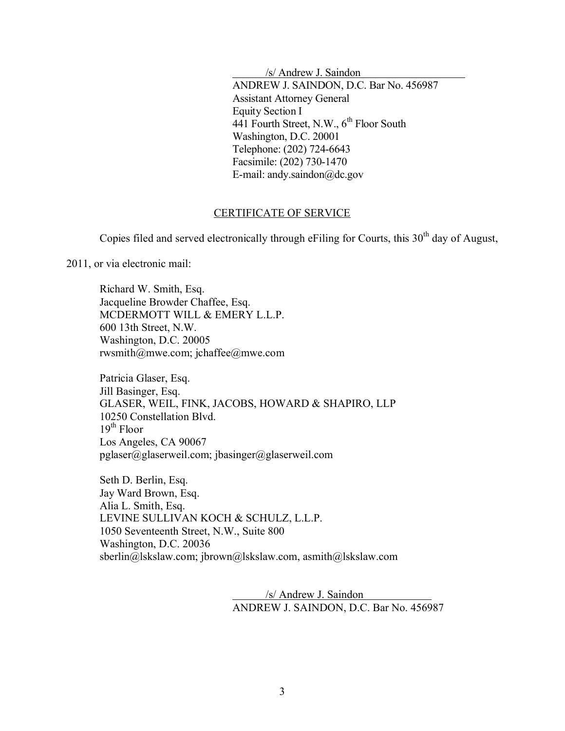/s/ Andrew J. Saindon
ANDREW J. SAINDON, D.C. Bar No. 456987
Assistant Attorney General
Equity Section I
441 Fourth Street, N.W., 6th Floor South
Washington, D.C. 20001
Telephone: (202) 724-6643
Facsimile: (202) 730-1470
E-mail: andy.saindon@dc.gov

## CERTIFICATE OF SERVICE

Copies filed and served electronically through eFiling for Courts, this 30th day of August, 2011, or via electronic mail:

Richard W. Smith, Esq.
Jacqueline Browder Chaffee, Esq.
MCDERMOTT WILL & EMERY L.L.P.
600 13th Street, N.W.
Washington, D.C. 20005
rwsmith@mwe.com; jchaffee@mwe.com

Patricia Glaser, Esq.
Jill Basinger, Esq.
GLASER, WEIL, FINK, JACOBS, HOWARD & SHAPIRO, LLP
10250 Constellation Blvd.
19th Floor
Los Angeles, CA 90067
pglaser@glaserweil.com; jbasinger@glaserweil.com

Seth D. Berlin, Esq.
Jay Ward Brown, Esq.
Alia L. Smith, Esq.
LEVINE SULLIVAN KOCH & SCHULZ, L.L.P.
1050 Seventeenth Street, N.W., Suite 800
Washington, D.C. 20036
sberlin@lskslaw.com; jbrown@lskslaw.com, asmith@lskslaw.com

/s/ Andrew J. Saindon
ANDREW J. SAINDON, D.C. Bar No. 456987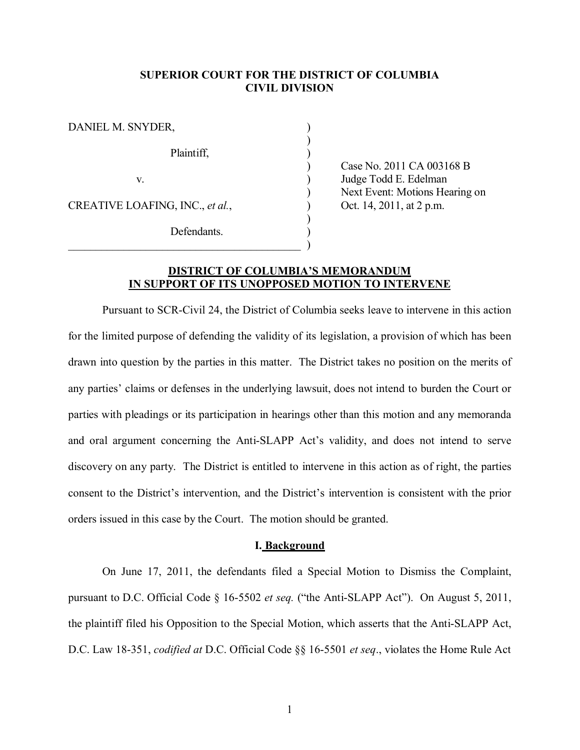**SUPERIOR COURT FOR THE DISTRICT OF COLUMBIA**
**CIVIL DIVISION**

| | | |
|---|---|---|
| DANIEL M. SNYDER, | ) | |
| Plaintiff, | ) | Case No. 2011 CA 003168 B |
| v. | ) | Judge Todd E. Edelman |
| CREATIVE LOAFING, INC., *et al.*, | ) | Next Event: Motions Hearing on Oct. 14, 2011, at 2 p.m. |
| Defendants. | ) | |

**DISTRICT OF COLUMBIA'S MEMORANDUM IN SUPPORT OF ITS UNOPPOSED MOTION TO INTERVENE**

Pursuant to SCR-Civil 24, the District of Columbia seeks leave to intervene in this action for the limited purpose of defending the validity of its legislation, a provision of which has been drawn into question by the parties in this matter. The District takes no position on the merits of any parties' claims or defenses in the underlying lawsuit, does not intend to burden the Court or parties with pleadings or its participation in hearings other than this motion and any memoranda and oral argument concerning the Anti-SLAPP Act's validity, and does not intend to serve discovery on any party. The District is entitled to intervene in this action as of right, the parties consent to the District's intervention, and the District's intervention is consistent with the prior orders issued in this case by the Court. The motion should be granted.

## I. Background

On June 17, 2011, the defendants filed a Special Motion to Dismiss the Complaint, pursuant to D.C. Official Code § 16-5502 *et seq.* ("the Anti-SLAPP Act"). On August 5, 2011, the plaintiff filed his Opposition to the Special Motion, which asserts that the Anti-SLAPP Act, D.C. Law 18-351, *codified at* D.C. Official Code §§ 16-5501 *et seq*., violates the Home Rule Act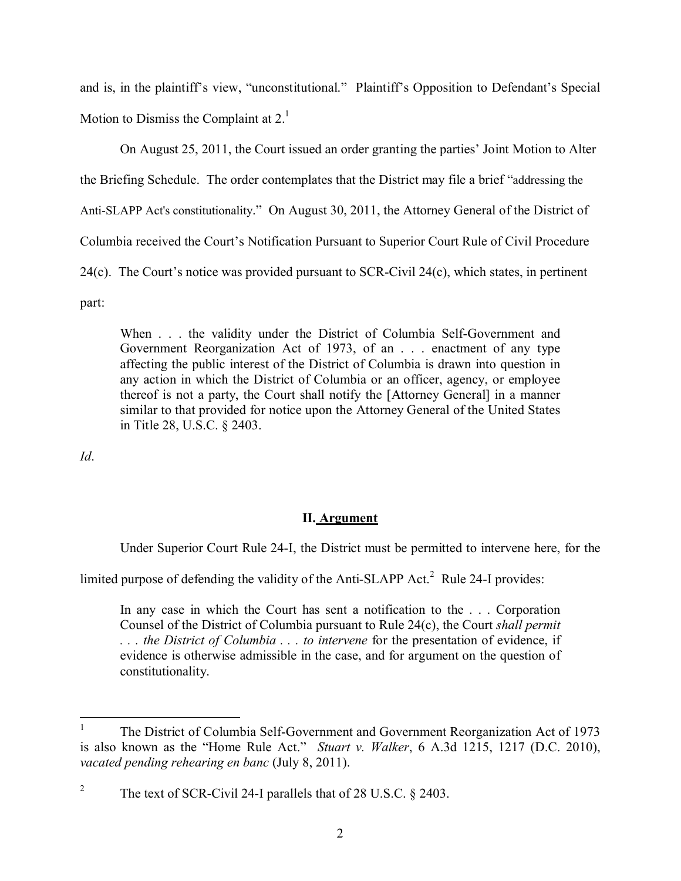and is, in the plaintiff's view, "unconstitutional." Plaintiff's Opposition to Defendant's Special Motion to Dismiss the Complaint at 2.[1]

On August 25, 2011, the Court issued an order granting the parties' Joint Motion to Alter the Briefing Schedule. The order contemplates that the District may file a brief "addressing the Anti-SLAPP Act's constitutionality." On August 30, 2011, the Attorney General of the District of Columbia received the Court's Notification Pursuant to Superior Court Rule of Civil Procedure 24(c). The Court's notice was provided pursuant to SCR-Civil 24(c), which states, in pertinent part:

> When . . . the validity under the District of Columbia Self-Government and Government Reorganization Act of 1973, of an . . . enactment of any type affecting the public interest of the District of Columbia is drawn into question in any action in which the District of Columbia or an officer, agency, or employee thereof is not a party, the Court shall notify the [Attorney General] in a manner similar to that provided for notice upon the Attorney General of the United States in Title 28, U.S.C. § 2403.

*Id*.

## II. Argument

Under Superior Court Rule 24-I, the District must be permitted to intervene here, for the limited purpose of defending the validity of the Anti-SLAPP Act.[2] Rule 24-I provides:

> In any case in which the Court has sent a notification to the . . . Corporation Counsel of the District of Columbia pursuant to Rule 24(c), the Court *shall permit . . . the District of Columbia . . . to intervene* for the presentation of evidence, if evidence is otherwise admissible in the case, and for argument on the question of constitutionality.

---

[1] The District of Columbia Self-Government and Government Reorganization Act of 1973 is also known as the "Home Rule Act." *Stuart v. Walker*, 6 A.3d 1215, 1217 (D.C. 2010), *vacated pending rehearing en banc* (July 8, 2011).

[2] The text of SCR-Civil 24-I parallels that of 28 U.S.C. § 2403.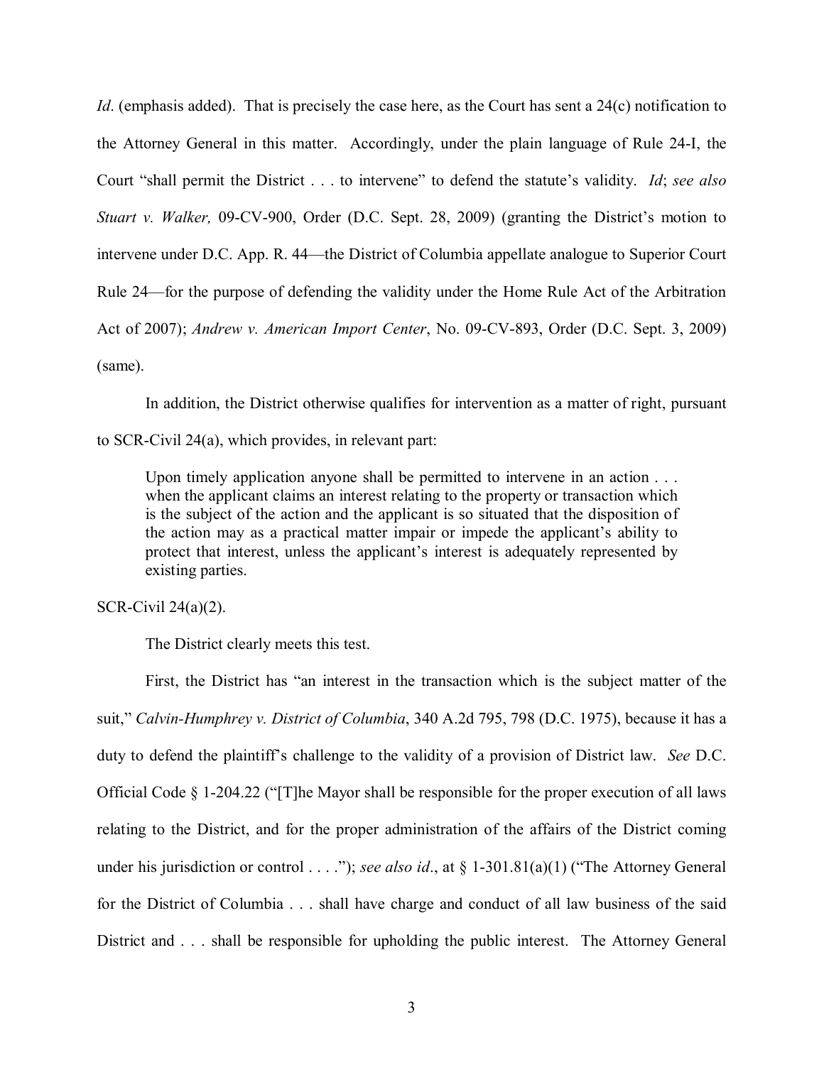*Id*. (emphasis added). That is precisely the case here, as the Court has sent a 24(c) notification to the Attorney General in this matter. Accordingly, under the plain language of Rule 24-I, the Court "shall permit the District . . . to intervene" to defend the statute's validity. *Id*; *see also Stuart v. Walker,* 09-CV-900, Order (D.C. Sept. 28, 2009) (granting the District's motion to intervene under D.C. App. R. 44—the District of Columbia appellate analogue to Superior Court Rule 24—for the purpose of defending the validity under the Home Rule Act of the Arbitration Act of 2007); *Andrew v. American Import Center*, No. 09-CV-893, Order (D.C. Sept. 3, 2009) (same).

In addition, the District otherwise qualifies for intervention as a matter of right, pursuant to SCR-Civil 24(a), which provides, in relevant part:

> Upon timely application anyone shall be permitted to intervene in an action . . . when the applicant claims an interest relating to the property or transaction which is the subject of the action and the applicant is so situated that the disposition of the action may as a practical matter impair or impede the applicant's ability to protect that interest, unless the applicant's interest is adequately represented by existing parties.

SCR-Civil 24(a)(2).

The District clearly meets this test.

First, the District has "an interest in the transaction which is the subject matter of the suit," *Calvin-Humphrey v. District of Columbia*, 340 A.2d 795, 798 (D.C. 1975), because it has a duty to defend the plaintiff's challenge to the validity of a provision of District law. *See* D.C. Official Code § 1-204.22 ("[T]he Mayor shall be responsible for the proper execution of all laws relating to the District, and for the proper administration of the affairs of the District coming under his jurisdiction or control . . . ."); *see also id*., at § 1-301.81(a)(1) ("The Attorney General for the District of Columbia . . . shall have charge and conduct of all law business of the said District and . . . shall be responsible for upholding the public interest. The Attorney General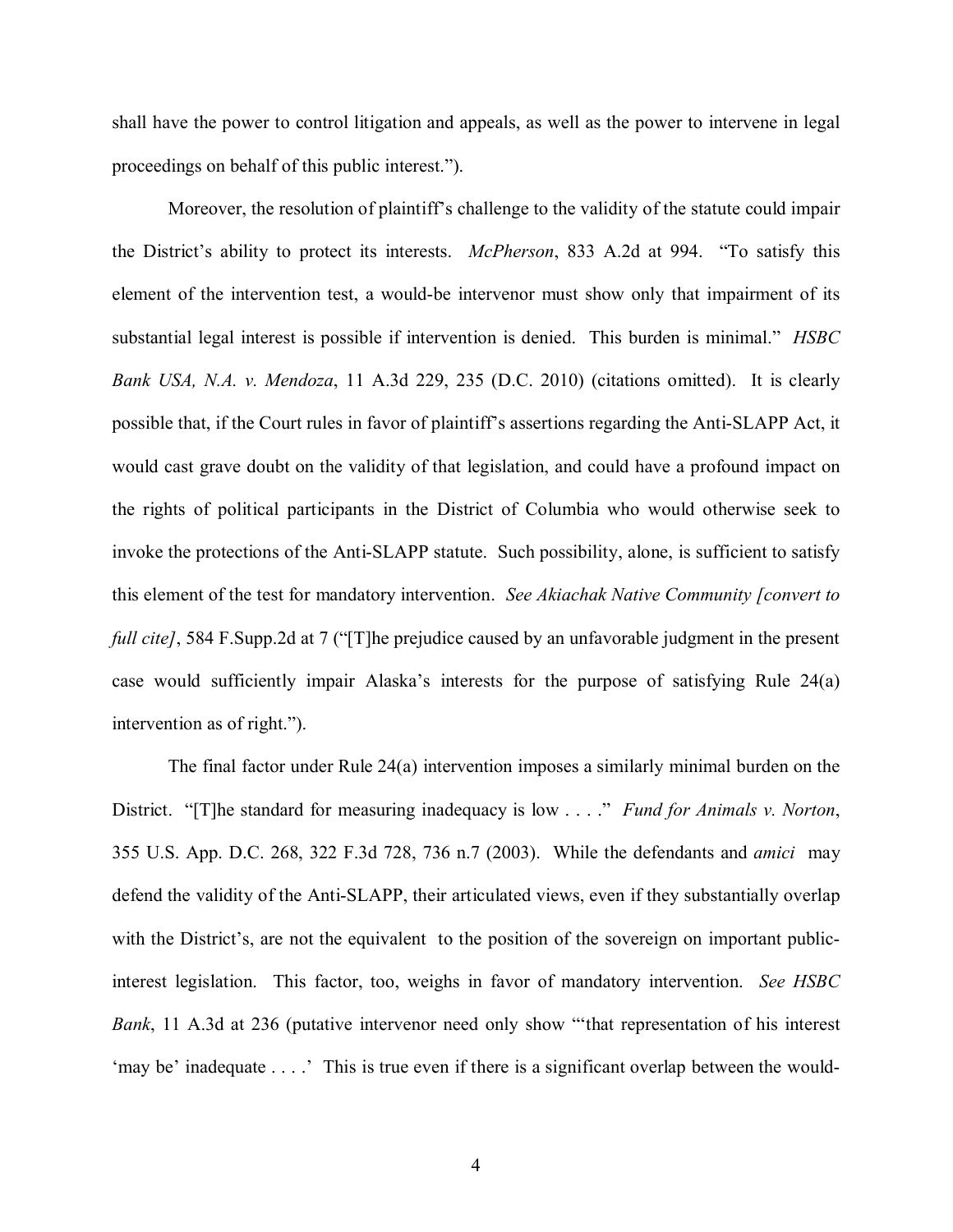shall have the power to control litigation and appeals, as well as the power to intervene in legal proceedings on behalf of this public interest.").

Moreover, the resolution of plaintiff's challenge to the validity of the statute could impair the District's ability to protect its interests. *McPherson*, 833 A.2d at 994. "To satisfy this element of the intervention test, a would-be intervenor must show only that impairment of its substantial legal interest is possible if intervention is denied. This burden is minimal." *HSBC Bank USA, N.A. v. Mendoza*, 11 A.3d 229, 235 (D.C. 2010) (citations omitted). It is clearly possible that, if the Court rules in favor of plaintiff's assertions regarding the Anti-SLAPP Act, it would cast grave doubt on the validity of that legislation, and could have a profound impact on the rights of political participants in the District of Columbia who would otherwise seek to invoke the protections of the Anti-SLAPP statute. Such possibility, alone, is sufficient to satisfy this element of the test for mandatory intervention. *See Akiachak Native Community [convert to full cite]*, 584 F.Supp.2d at 7 ("[T]he prejudice caused by an unfavorable judgment in the present case would sufficiently impair Alaska's interests for the purpose of satisfying Rule 24(a) intervention as of right.").

The final factor under Rule 24(a) intervention imposes a similarly minimal burden on the District. "[T]he standard for measuring inadequacy is low . . . ." *Fund for Animals v. Norton*, 355 U.S. App. D.C. 268, 322 F.3d 728, 736 n.7 (2003). While the defendants and *amici* may defend the validity of the Anti-SLAPP, their articulated views, even if they substantially overlap with the District's, are not the equivalent to the position of the sovereign on important public-interest legislation. This factor, too, weighs in favor of mandatory intervention. *See HSBC Bank*, 11 A.3d at 236 (putative intervenor need only show "'that representation of his interest 'may be' inadequate . . . .' This is true even if there is a significant overlap between the would-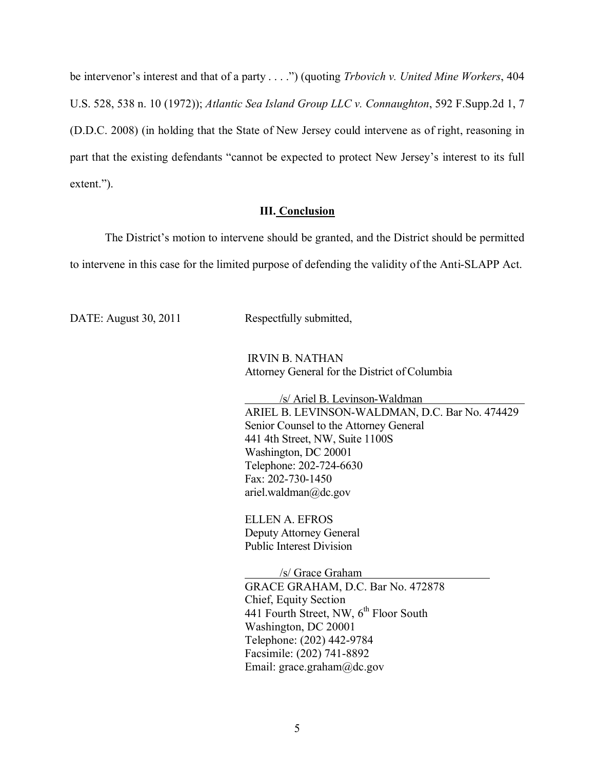be intervenor's interest and that of a party . . . .") (quoting *Trbovich v. United Mine Workers*, 404 U.S. 528, 538 n. 10 (1972)); *Atlantic Sea Island Group LLC v. Connaughton*, 592 F.Supp.2d 1, 7 (D.D.C. 2008) (in holding that the State of New Jersey could intervene as of right, reasoning in part that the existing defendants "cannot be expected to protect New Jersey's interest to its full extent.").

## III. Conclusion

The District's motion to intervene should be granted, and the District should be permitted to intervene in this case for the limited purpose of defending the validity of the Anti-SLAPP Act.

DATE: August 30, 2011

Respectfully submitted,

IRVIN B. NATHAN
Attorney General for the District of Columbia

/s/ Ariel B. Levinson-Waldman
ARIEL B. LEVINSON-WALDMAN, D.C. Bar No. 474429
Senior Counsel to the Attorney General
441 4th Street, NW, Suite 1100S
Washington, DC 20001
Telephone: 202-724-6630
Fax: 202-730-1450
ariel.waldman@dc.gov

ELLEN A. EFROS
Deputy Attorney General
Public Interest Division

/s/ Grace Graham
GRACE GRAHAM, D.C. Bar No. 472878
Chief, Equity Section
441 Fourth Street, NW, 6th Floor South
Washington, DC 20001
Telephone: (202) 442-9784
Facsimile: (202) 741-8892
Email: grace.graham@dc.gov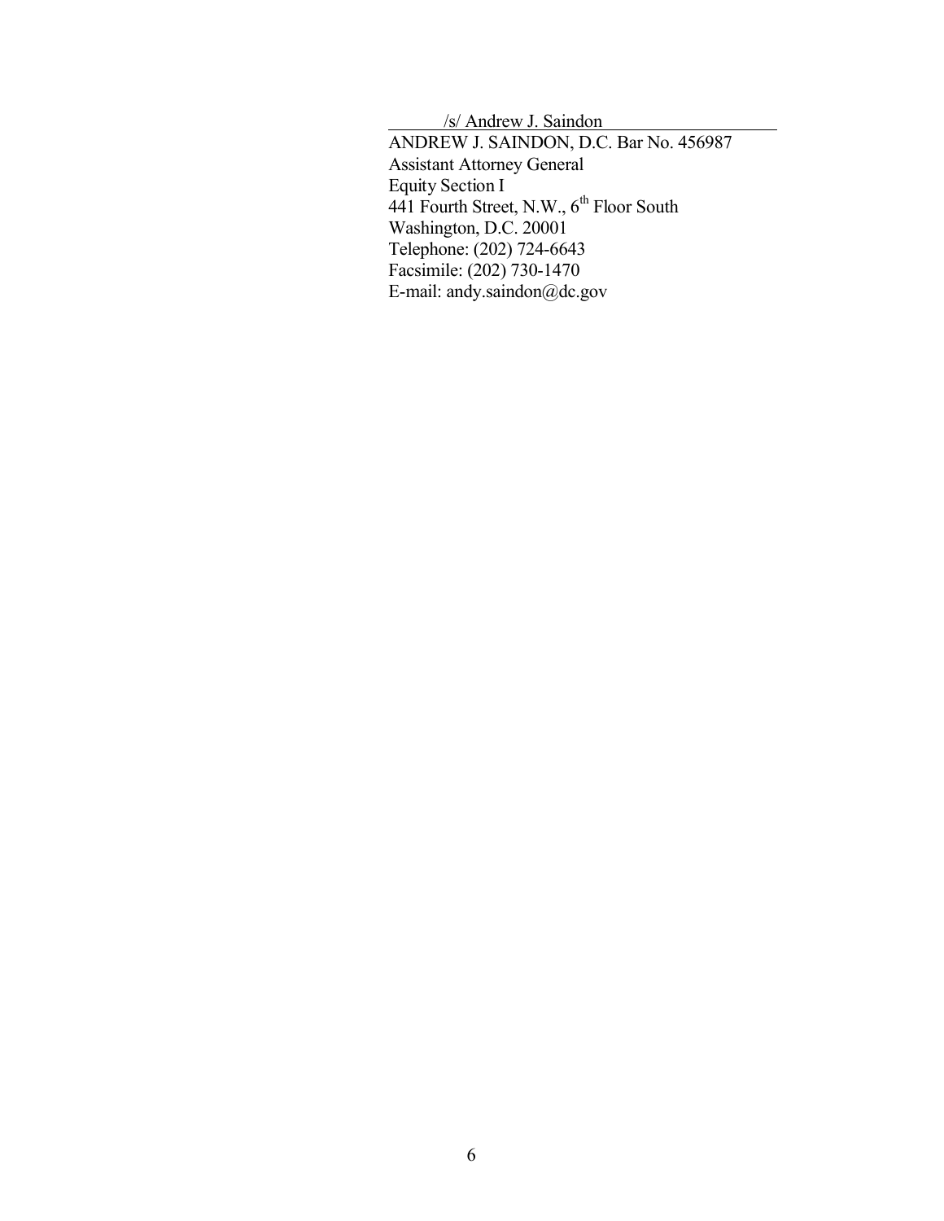/s/ Andrew J. Saindon

ANDREW J. SAINDON, D.C. Bar No. 456987
Assistant Attorney General
Equity Section I
441 Fourth Street, N.W., 6th Floor South
Washington, D.C. 20001
Telephone: (202) 724-6643
Facsimile: (202) 730-1470
E-mail: andy.saindon@dc.gov